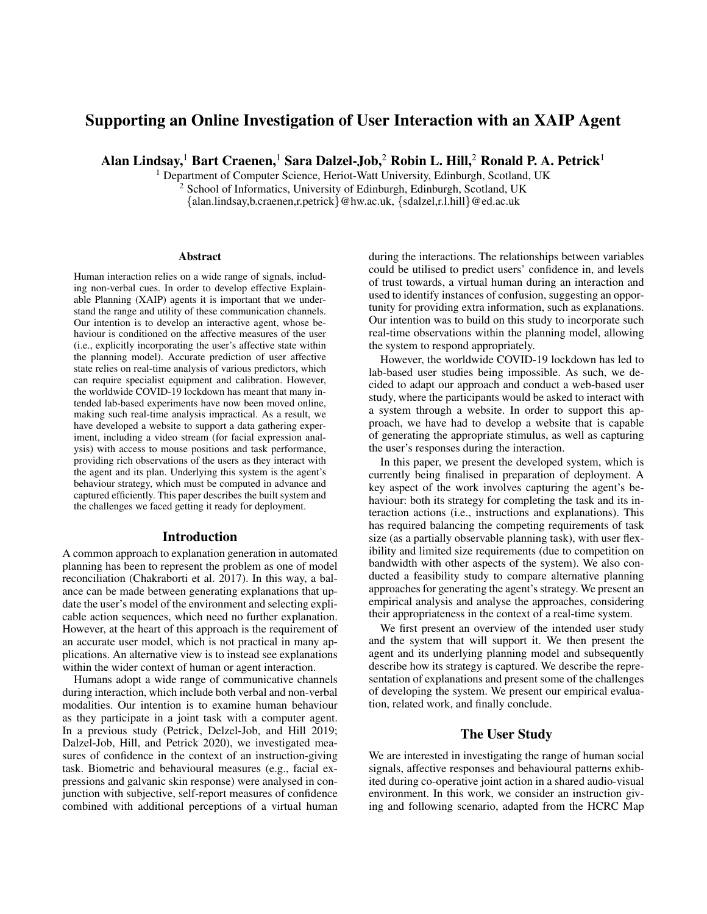# Supporting an Online Investigation of User Interaction with an XAIP Agent

**Alan Lindsay,[1] Bart Craenen,[1] Sara Dalzel-Job,[2] Robin L. Hill,[2] Ronald P. A. Petrick[1]**

[1] Department of Computer Science, Heriot-Watt University, Edinburgh, Scotland, UK
[2] School of Informatics, University of Edinburgh, Edinburgh, Scotland, UK
{alan.lindsay,b.craenen,r.petrick}@hw.ac.uk, {sdalzel,r.l.hill}@ed.ac.uk

## Abstract

Human interaction relies on a wide range of signals, including non-verbal cues. In order to develop effective Explainable Planning (XAIP) agents it is important that we understand the range and utility of these communication channels. Our intention is to develop an interactive agent, whose behaviour is conditioned on the affective measures of the user (i.e., explicitly incorporating the user's affective state within the planning model). Accurate prediction of user affective state relies on real-time analysis of various predictors, which can require specialist equipment and calibration. However, the worldwide COVID-19 lockdown has meant that many intended lab-based experiments have now been moved online, making such real-time analysis impractical. As a result, we have developed a website to support a data gathering experiment, including a video stream (for facial expression analysis) with access to mouse positions and task performance, providing rich observations of the users as they interact with the agent and its plan. Underlying this system is the agent's behaviour strategy, which must be computed in advance and captured efficiently. This paper describes the built system and the challenges we faced getting it ready for deployment.

## Introduction

A common approach to explanation generation in automated planning has been to represent the problem as one of model reconciliation (Chakraborti et al. 2017). In this way, a balance can be made between generating explanations that update the user's model of the environment and selecting explicable action sequences, which need no further explanation. However, at the heart of this approach is the requirement of an accurate user model, which is not practical in many applications. An alternative view is to instead see explanations within the wider context of human or agent interaction.

Humans adopt a wide range of communicative channels during interaction, which include both verbal and non-verbal modalities. Our intention is to examine human behaviour as they participate in a joint task with a computer agent. In a previous study (Petrick, Delzel-Job, and Hill 2019; Dalzel-Job, Hill, and Petrick 2020), we investigated measures of confidence in the context of an instruction-giving task. Biometric and behavioural measures (e.g., facial expressions and galvanic skin response) were analysed in conjunction with subjective, self-report measures of confidence combined with additional perceptions of a virtual human during the interactions. The relationships between variables could be utilised to predict users' confidence in, and levels of trust towards, a virtual human during an interaction and used to identify instances of confusion, suggesting an opportunity for providing extra information, such as explanations. Our intention was to build on this study to incorporate such real-time observations within the planning model, allowing the system to respond appropriately.

However, the worldwide COVID-19 lockdown has led to lab-based user studies being impossible. As such, we decided to adapt our approach and conduct a web-based user study, where the participants would be asked to interact with a system through a website. In order to support this approach, we have had to develop a website that is capable of generating the appropriate stimulus, as well as capturing the user's responses during the interaction.

In this paper, we present the developed system, which is currently being finalised in preparation of deployment. A key aspect of the work involves capturing the agent's behaviour: both its strategy for completing the task and its interaction actions (i.e., instructions and explanations). This has required balancing the competing requirements of task size (as a partially observable planning task), with user flexibility and limited size requirements (due to competition on bandwidth with other aspects of the system). We also conducted a feasibility study to compare alternative planning approaches for generating the agent's strategy. We present an empirical analysis and analyse the approaches, considering their appropriateness in the context of a real-time system.

We first present an overview of the intended user study and the system that will support it. We then present the agent and its underlying planning model and subsequently describe how its strategy is captured. We describe the representation of explanations and present some of the challenges of developing the system. We present our empirical evaluation, related work, and finally conclude.

## The User Study

We are interested in investigating the range of human social signals, affective responses and behavioural patterns exhibited during co-operative joint action in a shared audio-visual environment. In this work, we consider an instruction giving and following scenario, adapted from the HCRC Map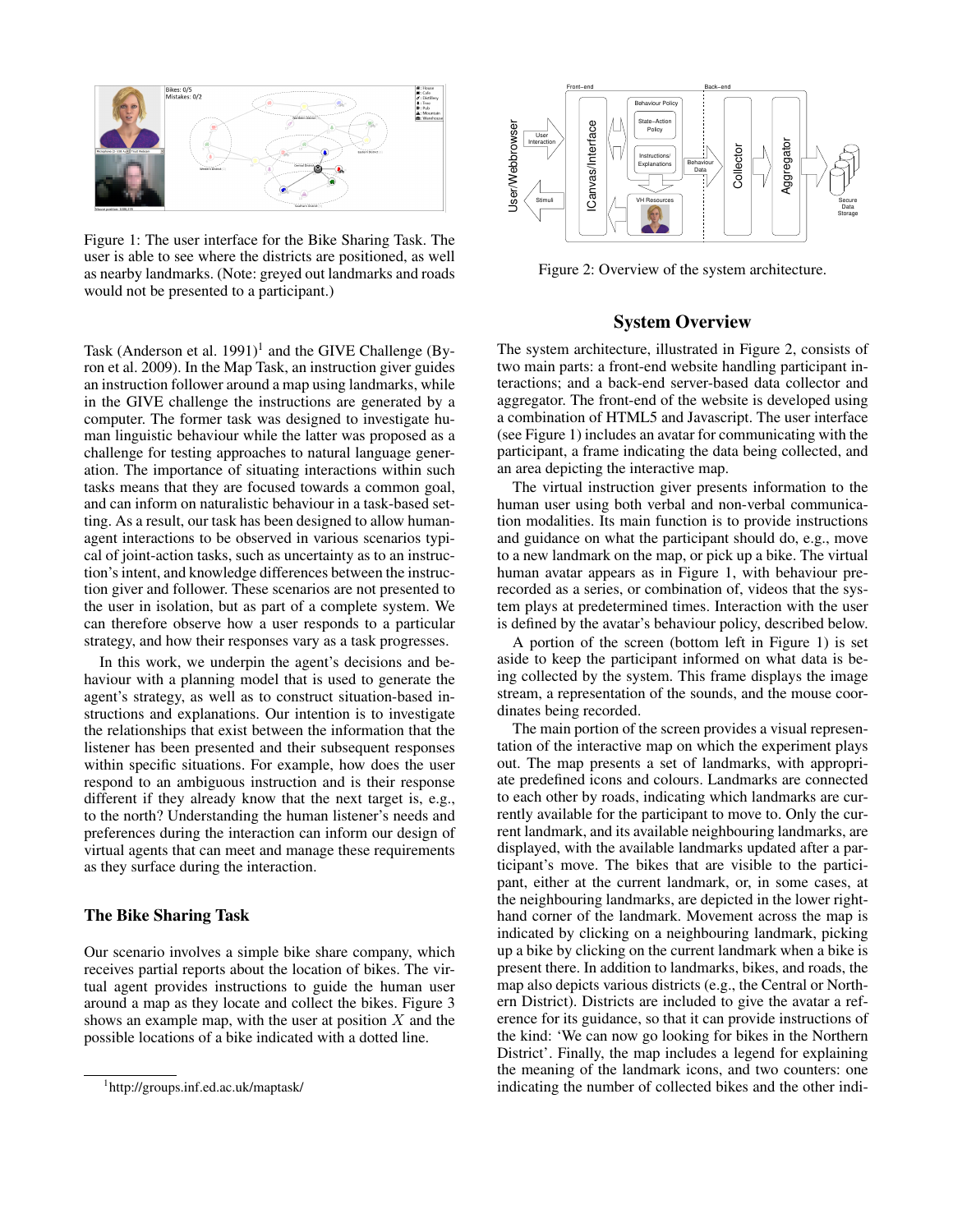Figure 1: The user interface for the Bike Sharing Task. The user is able to see where the districts are positioned, as well as nearby landmarks. (Note: greyed out landmarks and roads would not be presented to a participant.)

Task (Anderson et al. 1991)[1] and the GIVE Challenge (Byron et al. 2009). In the Map Task, an instruction giver guides an instruction follower around a map using landmarks, while in the GIVE challenge the instructions are generated by a computer. The former task was designed to investigate human linguistic behaviour while the latter was proposed as a challenge for testing approaches to natural language generation. The importance of situating interactions within such tasks means that they are focused towards a common goal, and can inform on naturalistic behaviour in a task-based setting. As a result, our task has been designed to allow human-agent interactions to be observed in various scenarios typical of joint-action tasks, such as uncertainty as to an instruction's intent, and knowledge differences between the instruction giver and follower. These scenarios are not presented to the user in isolation, but as part of a complete system. We can therefore observe how a user responds to a particular strategy, and how their responses vary as a task progresses.

In this work, we underpin the agent's decisions and behaviour with a planning model that is used to generate the agent's strategy, as well as to construct situation-based instructions and explanations. Our intention is to investigate the relationships that exist between the information that the listener has been presented and their subsequent responses within specific situations. For example, how does the user respond to an ambiguous instruction and is their response different if they already know that the next target is, e.g., to the north? Understanding the human listener's needs and preferences during the interaction can inform our design of virtual agents that can meet and manage these requirements as they surface during the interaction.

## The Bike Sharing Task

Our scenario involves a simple bike share company, which receives partial reports about the location of bikes. The virtual agent provides instructions to guide the human user around a map as they locate and collect the bikes. Figure 3 shows an example map, with the user at position $X$ and the possible locations of a bike indicated with a dotted line.

[1]http://groups.inf.ed.ac.uk/maptask/

Figure 2: Overview of the system architecture.

## System Overview

The system architecture, illustrated in Figure 2, consists of two main parts: a front-end website handling participant interactions; and a back-end server-based data collector and aggregator. The front-end of the website is developed using a combination of HTML5 and Javascript. The user interface (see Figure 1) includes an avatar for communicating with the participant, a frame indicating the data being collected, and an area depicting the interactive map.

The virtual instruction giver presents information to the human user using both verbal and non-verbal communication modalities. Its main function is to provide instructions and guidance on what the participant should do, e.g., move to a new landmark on the map, or pick up a bike. The virtual human avatar appears as in Figure 1, with behaviour prerecorded as a series, or combination of, videos that the system plays at predetermined times. Interaction with the user is defined by the avatar's behaviour policy, described below.

A portion of the screen (bottom left in Figure 1) is set aside to keep the participant informed on what data is being collected by the system. This frame displays the image stream, a representation of the sounds, and the mouse coordinates being recorded.

The main portion of the screen provides a visual representation of the interactive map on which the experiment plays out. The map presents a set of landmarks, with appropriate predefined icons and colours. Landmarks are connected to each other by roads, indicating which landmarks are currently available for the participant to move to. Only the current landmark, and its available neighbouring landmarks, are displayed, with the available landmarks updated after a participant's move. The bikes that are visible to the participant, either at the current landmark, or, in some cases, at the neighbouring landmarks, are depicted in the lower right-hand corner of the landmark. Movement across the map is indicated by clicking on a neighbouring landmark, picking up a bike by clicking on the current landmark when a bike is present there. In addition to landmarks, bikes, and roads, the map also depicts various districts (e.g., the Central or Northern District). Districts are included to give the avatar a reference for its guidance, so that it can provide instructions of the kind: 'We can now go looking for bikes in the Northern District'. Finally, the map includes a legend for explaining the meaning of the landmark icons, and two counters: one indicating the number of collected bikes and the other indi-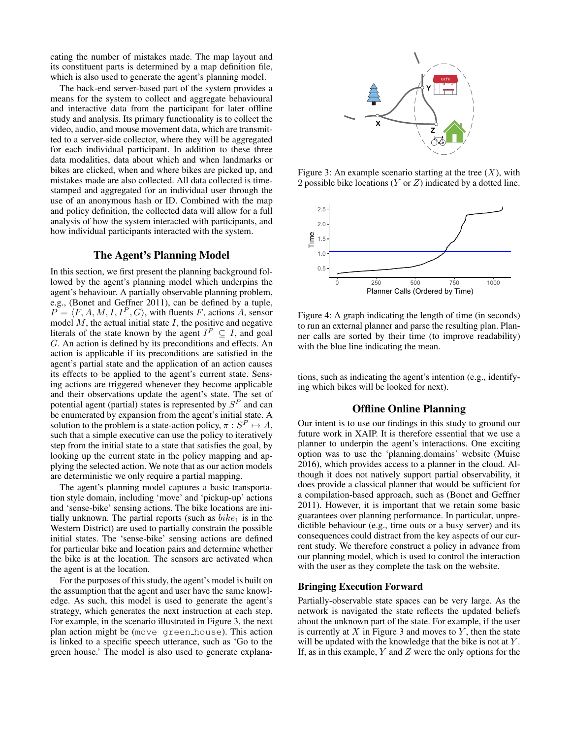cating the number of mistakes made. The map layout and its constituent parts is determined by a map definition file, which is also used to generate the agent's planning model.

The back-end server-based part of the system provides a means for the system to collect and aggregate behavioural and interactive data from the participant for later offline study and analysis. Its primary functionality is to collect the video, audio, and mouse movement data, which are transmitted to a server-side collector, where they will be aggregated for each individual participant. In addition to these three data modalities, data about which and when landmarks or bikes are clicked, when and where bikes are picked up, and mistakes made are also collected. All data collected is timestamped and aggregated for an individual user through the use of an anonymous hash or ID. Combined with the map and policy definition, the collected data will allow for a full analysis of how the system interacted with participants, and how individual participants interacted with the system.

## The Agent's Planning Model

In this section, we first present the planning background followed by the agent's planning model which underpins the agent's behaviour. A partially observable planning problem, e.g., (Bonet and Geffner 2011), can be defined by a tuple, $P = \langle F, A, M, I, I^P, G \rangle$, with fluents $F$, actions $A$, sensor model $M$, the actual initial state $I$, the positive and negative literals of the state known by the agent $I^P \subseteq I$, and goal $G$. An action is defined by its preconditions and effects. An action is applicable if its preconditions are satisfied in the agent's partial state and the application of an action causes its effects to be applied to the agent's current state. Sensing actions are triggered whenever they become applicable and their observations update the agent's state. The set of potential agent (partial) states is represented by $S^P$ and can be enumerated by expansion from the agent's initial state. A solution to the problem is a state-action policy, $\pi : S^P \mapsto A$, such that a simple executive can use the policy to iteratively step from the initial state to a state that satisfies the goal, by looking up the current state in the policy mapping and applying the selected action. We note that as our action models are deterministic we only require a partial mapping.

The agent's planning model captures a basic transportation style domain, including 'move' and 'pickup-up' actions and 'sense-bike' sensing actions. The bike locations are initially unknown. The partial reports (such as $bike_1$ is in the Western District) are used to partially constrain the possible initial states. The 'sense-bike' sensing actions are defined for particular bike and location pairs and determine whether the bike is at the location. The sensors are activated when the agent is at the location.

For the purposes of this study, the agent's model is built on the assumption that the agent and user have the same knowledge. As such, this model is used to generate the agent's strategy, which generates the next instruction at each step. For example, in the scenario illustrated in Figure 3, the next plan action might be (`move green_house`). This action is linked to a specific speech utterance, such as 'Go to the green house.' The model is also used to generate explanations, such as indicating the agent's intention (e.g., identifying which bikes will be looked for next).

Figure 3: An example scenario starting at the tree ($X$), with 2 possible bike locations ($Y$ or $Z$) indicated by a dotted line.

Figure 4: A graph indicating the length of time (in seconds) to run an external planner and parse the resulting plan. Planner calls are sorted by their time (to improve readability) with the blue line indicating the mean.

## Offline Online Planning

Our intent is to use our findings in this study to ground our future work in XAIP. It is therefore essential that we use a planner to underpin the agent's interactions. One exciting option was to use the 'planning.domains' website (Muise 2016), which provides access to a planner in the cloud. Although it does not natively support partial observability, it does provide a classical planner that would be sufficient for a compilation-based approach, such as (Bonet and Geffner 2011). However, it is important that we retain some basic guarantees over planning performance. In particular, unpredictable behaviour (e.g., time outs or a busy server) and its consequences could distract from the key aspects of our current study. We therefore construct a policy in advance from our planning model, which is used to control the interaction with the user as they complete the task on the website.

### Bringing Execution Forward

Partially-observable state spaces can be very large. As the network is navigated the state reflects the updated beliefs about the unknown part of the state. For example, if the user is currently at $X$ in Figure 3 and moves to $Y$, then the state will be updated with the knowledge that the bike is not at $Y$. If, as in this example, $Y$ and $Z$ were the only options for the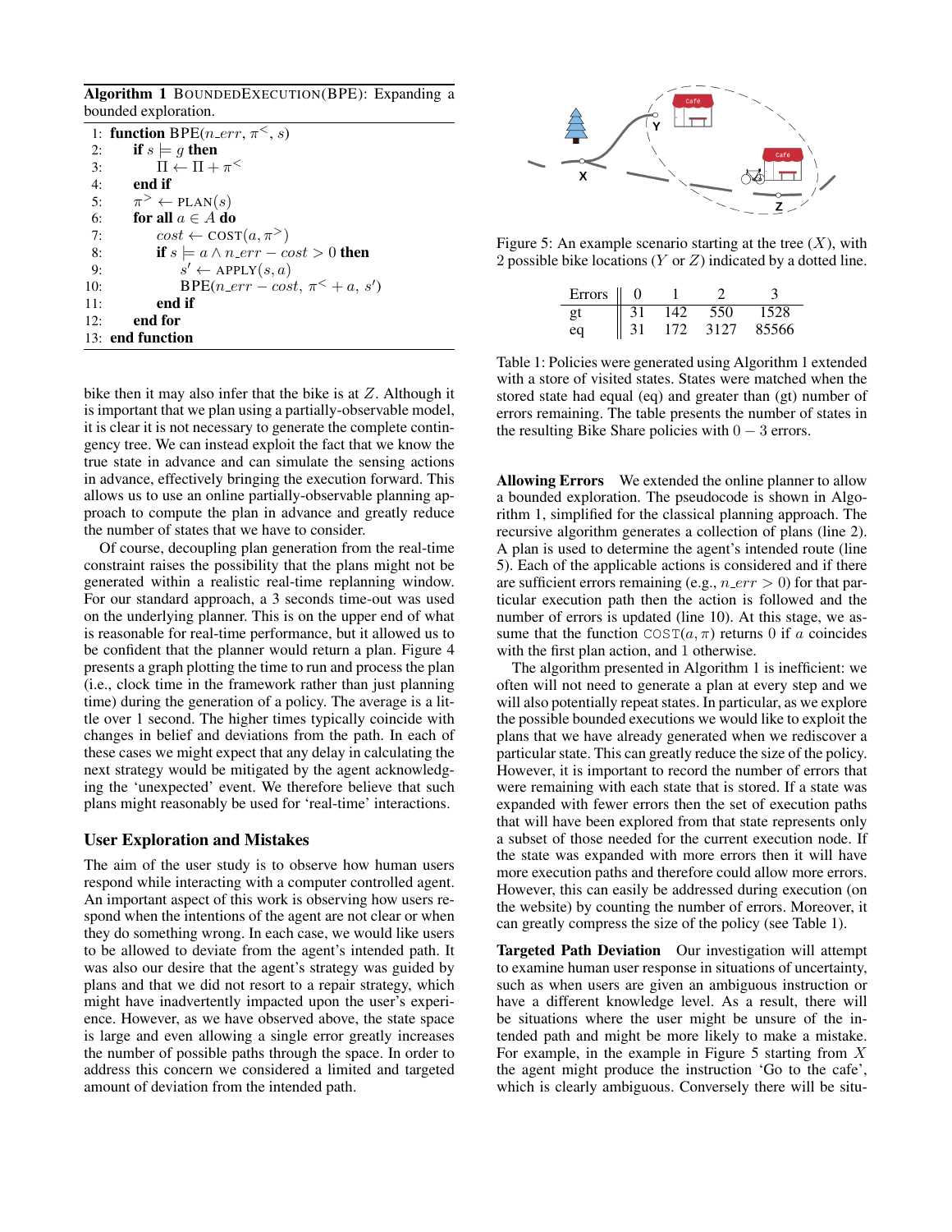**Algorithm 1** BOUNDEDEXECUTION(BPE): Expanding a bounded exploration.

```
1:  function BPE(n_err, π<, s)
2:      if s ⊨ g then
3:          Π ← Π + π<
4:      end if
5:      π> ← PLAN(s)
6:      for all a ∈ A do
7:          cost ← COST(a, π>)
8:          if s ⊨ a ∧ n_err − cost > 0 then
9:              s' ← APPLY(s, a)
10:             BPE(n_err − cost, π< + a, s')
11:         end if
12:     end for
13: end function
```

bike then it may also infer that the bike is at $Z$. Although it is important that we plan using a partially-observable model, it is clear it is not necessary to generate the complete contingency tree. We can instead exploit the fact that we know the true state in advance and can simulate the sensing actions in advance, effectively bringing the execution forward. This allows us to use an online partially-observable planning approach to compute the plan in advance and greatly reduce the number of states that we have to consider.

Of course, decoupling plan generation from the real-time constraint raises the possibility that the plans might not be generated within a realistic real-time replanning window. For our standard approach, a 3 seconds time-out was used on the underlying planner. This is on the upper end of what is reasonable for real-time performance, but it allowed us to be confident that the planner would return a plan. Figure 4 presents a graph plotting the time to run and process the plan (i.e., clock time in the framework rather than just planning time) during the generation of a policy. The average is a little over 1 second. The higher times typically coincide with changes in belief and deviations from the path. In each of these cases we might expect that any delay in calculating the next strategy would be mitigated by the agent acknowledging the 'unexpected' event. We therefore believe that such plans might reasonably be used for 'real-time' interactions.

## User Exploration and Mistakes

The aim of the user study is to observe how human users respond while interacting with a computer controlled agent. An important aspect of this work is observing how users respond when the intentions of the agent are not clear or when they do something wrong. In each case, we would like users to be allowed to deviate from the agent's intended path. It was also our desire that the agent's strategy was guided by plans and that we did not resort to a repair strategy, which might have inadvertently impacted upon the user's experience. However, as we have observed above, the state space is large and even allowing a single error greatly increases the number of possible paths through the space. In order to address this concern we considered a limited and targeted amount of deviation from the intended path.

Figure 5: An example scenario starting at the tree ($X$), with 2 possible bike locations ($Y$ or $Z$) indicated by a dotted line.

| Errors | 0 | 1 | 2 | 3 |
|---|---|---|---|---|
| gt | 31 | 142 | 550 | 1528 |
| eq | 31 | 172 | 3127 | 85566 |

Table 1: Policies were generated using Algorithm 1 extended with a store of visited states. States were matched when the stored state had equal (eq) and greater than (gt) number of errors remaining. The table presents the number of states in the resulting Bike Share policies with $0-3$ errors.

**Allowing Errors** We extended the online planner to allow a bounded exploration. The pseudocode is shown in Algorithm 1, simplified for the classical planning approach. The recursive algorithm generates a collection of plans (line 2). A plan is used to determine the agent's intended route (line 5). Each of the applicable actions is considered and if there are sufficient errors remaining (e.g., $n\_err > 0$) for that particular execution path then the action is followed and the number of errors is updated (line 10). At this stage, we assume that the function $\texttt{COST}(a, \pi)$ returns 0 if $a$ coincides with the first plan action, and 1 otherwise.

The algorithm presented in Algorithm 1 is inefficient: we often will not need to generate a plan at every step and we will also potentially repeat states. In particular, as we explore the possible bounded executions we would like to exploit the plans that we have already generated when we rediscover a particular state. This can greatly reduce the size of the policy. However, it is important to record the number of errors that were remaining with each state that is stored. If a state was expanded with fewer errors then the set of execution paths that will have been explored from that state represents only a subset of those needed for the current execution node. If the state was expanded with more errors then it will have more execution paths and therefore could allow more errors. However, this can easily be addressed during execution (on the website) by counting the number of errors. Moreover, it can greatly compress the size of the policy (see Table 1).

**Targeted Path Deviation** Our investigation will attempt to examine human user response in situations of uncertainty, such as when users are given an ambiguous instruction or have a different knowledge level. As a result, there will be situations where the user might be unsure of the intended path and might be more likely to make a mistake. For example, in the example in Figure 5 starting from $X$ the agent might produce the instruction 'Go to the cafe', which is clearly ambiguous. Conversely there will be situ-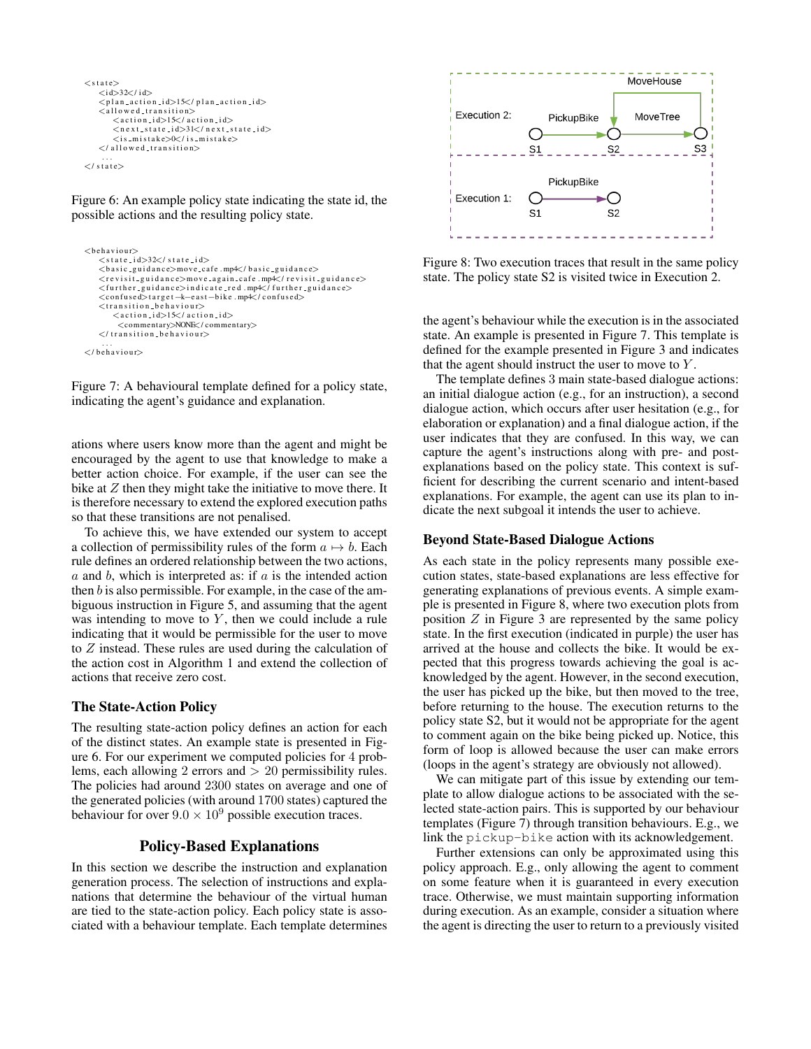```
<state>
    <id>32</id>
    <plan_action_id>15</plan_action_id>
    <allowed_transition>
        <action_id>15</action_id>
        <next_state_id>31</next_state_id>
        <is_mistake>0</is_mistake>
    </allowed_transition>
    ...
</state>
```

Figure 6: An example policy state indicating the state id, the possible actions and the resulting policy state.

```
<behaviour>
    <state_id>32</state_id>
    <basic_guidance>move_cafe.mp4</basic_guidance>
    <revisit_guidance>move_again_cafe.mp4</revisit_guidance>
    <further_guidance>indicate_red.mp4</further_guidance>
    <confused>target-k-east-bike.mp4</confused>
    <transition_behaviour>
        <action_id>15</action_id>
        <commentary>NONE</commentary>
    </transition_behaviour>
    ...
</behaviour>
```

Figure 7: A behavioural template defined for a policy state, indicating the agent's guidance and explanation.

ations where users know more than the agent and might be encouraged by the agent to use that knowledge to make a better action choice. For example, if the user can see the bike at $Z$ then they might take the initiative to move there. It is therefore necessary to extend the explored execution paths so that these transitions are not penalised.

To achieve this, we have extended our system to accept a collection of permissibility rules of the form $a \mapsto b$. Each rule defines an ordered relationship between the two actions, $a$ and $b$, which is interpreted as: if $a$ is the intended action then $b$ is also permissible. For example, in the case of the ambiguous instruction in Figure 5, and assuming that the agent was intending to move to $Y$, then we could include a rule indicating that it would be permissible for the user to move to $Z$ instead. These rules are used during the calculation of the action cost in Algorithm 1 and extend the collection of actions that receive zero cost.

### The State-Action Policy

The resulting state-action policy defines an action for each of the distinct states. An example state is presented in Figure 6. For our experiment we computed policies for 4 problems, each allowing 2 errors and $> 20$ permissibility rules. The policies had around 2300 states on average and one of the generated policies (with around 1700 states) captured the behaviour for over $9.0 \times 10^9$ possible execution traces.

## Policy-Based Explanations

In this section we describe the instruction and explanation generation process. The selection of instructions and explanations that determine the behaviour of the virtual human are tied to the state-action policy. Each policy state is associated with a behaviour template. Each template determines the agent's behaviour while the execution is in the associated state. An example is presented in Figure 7. This template is defined for the example presented in Figure 3 and indicates that the agent should instruct the user to move to $Y$.

The template defines 3 main state-based dialogue actions: an initial dialogue action (e.g., for an instruction), a second dialogue action, which occurs after user hesitation (e.g., for elaboration or explanation) and a final dialogue action, if the user indicates that they are confused. In this way, we can capture the agent's instructions along with pre- and post-explanations based on the policy state. This context is sufficient for describing the current scenario and intent-based explanations. For example, the agent can use its plan to indicate the next subgoal it intends the user to achieve.

Figure 8: Two execution traces that result in the same policy state. The policy state S2 is visited twice in Execution 2.

### Beyond State-Based Dialogue Actions

As each state in the policy represents many possible execution states, state-based explanations are less effective for generating explanations of previous events. A simple example is presented in Figure 8, where two execution plots from position $Z$ in Figure 3 are represented by the same policy state. In the first execution (indicated in purple) the user has arrived at the house and collects the bike. It would be expected that this progress towards achieving the goal is acknowledged by the agent. However, in the second execution, the user has picked up the bike, but then moved to the tree, before returning to the house. The execution returns to the policy state S2, but it would not be appropriate for the agent to comment again on the bike being picked up. Notice, this form of loop is allowed because the user can make errors (loops in the agent's strategy are obviously not allowed).

We can mitigate part of this issue by extending our template to allow dialogue actions to be associated with the selected state-action pairs. This is supported by our behaviour templates (Figure 7) through transition behaviours. E.g., we link the `pickup-bike` action with its acknowledgement.

Further extensions can only be approximated using this policy approach. E.g., only allowing the agent to comment on some feature when it is guaranteed in every execution trace. Otherwise, we must maintain supporting information during execution. As an example, consider a situation where the agent is directing the user to return to a previously visited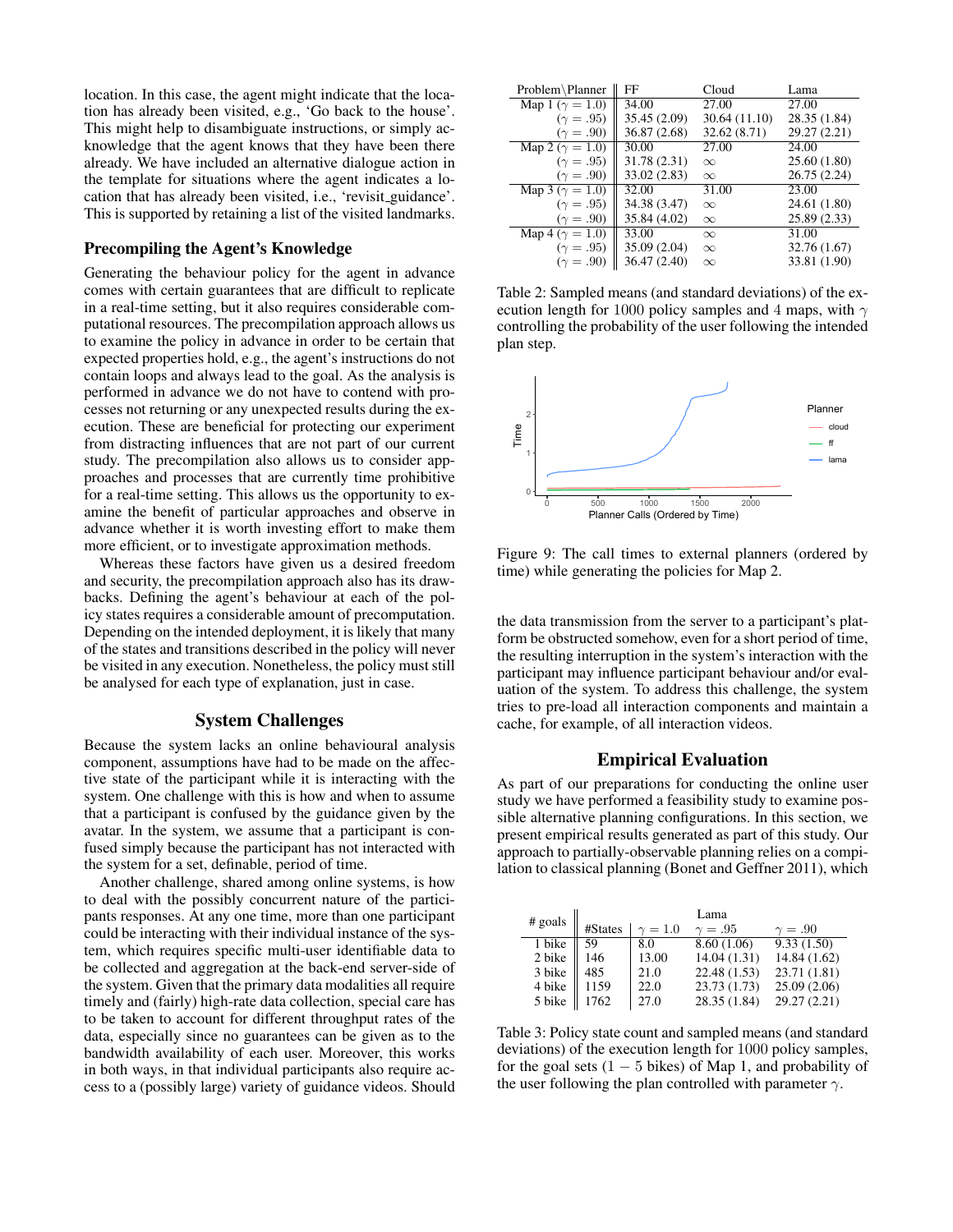location. In this case, the agent might indicate that the location has already been visited, e.g., 'Go back to the house'. This might help to disambiguate instructions, or simply acknowledge that the agent knows that they have been there already. We have included an alternative dialogue action in the template for situations where the agent indicates a location that has already been visited, i.e., 'revisit_guidance'. This is supported by retaining a list of the visited landmarks.

### Precompiling the Agent's Knowledge

Generating the behaviour policy for the agent in advance comes with certain guarantees that are difficult to replicate in a real-time setting, but it also requires considerable computational resources. The precompilation approach allows us to examine the policy in advance in order to be certain that expected properties hold, e.g., the agent's instructions do not contain loops and always lead to the goal. As the analysis is performed in advance we do not have to contend with processes not returning or any unexpected results during the execution. These are beneficial for protecting our experiment from distracting influences that are not part of our current study. The precompilation also allows us to consider approaches and processes that are currently time prohibitive for a real-time setting. This allows us the opportunity to examine the benefit of particular approaches and observe in advance whether it is worth investing effort to make them more efficient, or to investigate approximation methods.

Whereas these factors have given us a desired freedom and security, the precompilation approach also has its drawbacks. Defining the agent's behaviour at each of the policy states requires a considerable amount of precomputation. Depending on the intended deployment, it is likely that many of the states and transitions described in the policy will never be visited in any execution. Nonetheless, the policy must still be analysed for each type of explanation, just in case.

## System Challenges

Because the system lacks an online behavioural analysis component, assumptions have had to be made on the affective state of the participant while it is interacting with the system. One challenge with this is how and when to assume that a participant is confused by the guidance given by the avatar. In the system, we assume that a participant is confused simply because the participant has not interacted with the system for a set, definable, period of time.

Another challenge, shared among online systems, is how to deal with the possibly concurrent nature of the participants responses. At any one time, more than one participant could be interacting with their individual instance of the system, which requires specific multi-user identifiable data to be collected and aggregation at the back-end server-side of the system. Given that the primary data modalities all require timely and (fairly) high-rate data collection, special care has to be taken to account for different throughput rates of the data, especially since no guarantees can be given as to the bandwidth availability of each user. Moreover, this works in both ways, in that individual participants also require access to a (possibly large) variety of guidance videos. Should the data transmission from the server to a participant's platform be obstructed somehow, even for a short period of time, the resulting interruption in the system's interaction with the participant may influence participant behaviour and/or evaluation of the system. To address this challenge, the system tries to pre-load all interaction components and maintain a cache, for example, of all interaction videos.

| Problem\Planner | FF | Cloud | Lama |
|---|---|---|---|
| Map 1 ($\gamma = 1.0$) | 34.00 | 27.00 | 27.00 |
| ($\gamma = .95$) | 35.45 (2.09) | 30.64 (11.10) | 28.35 (1.84) |
| ($\gamma = .90$) | 36.87 (2.68) | 32.62 (8.71) | 29.27 (2.21) |
| Map 2 ($\gamma = 1.0$) | 30.00 | 27.00 | 24.00 |
| ($\gamma = .95$) | 31.78 (2.31) | $\infty$ | 25.60 (1.80) |
| ($\gamma = .90$) | 33.02 (2.83) | $\infty$ | 26.75 (2.24) |
| Map 3 ($\gamma = 1.0$) | 32.00 | 31.00 | 23.00 |
| ($\gamma = .95$) | 34.38 (3.47) | $\infty$ | 24.61 (1.80) |
| ($\gamma = .90$) | 35.84 (4.02) | $\infty$ | 25.89 (2.33) |
| Map 4 ($\gamma = 1.0$) | 33.00 | $\infty$ | 31.00 |
| ($\gamma = .95$) | 35.09 (2.04) | $\infty$ | 32.76 (1.67) |
| ($\gamma = .90$) | 36.47 (2.40) | $\infty$ | 33.81 (1.90) |

Table 2: Sampled means (and standard deviations) of the execution length for 1000 policy samples and 4 maps, with $\gamma$ controlling the probability of the user following the intended plan step.

Figure 9: The call times to external planners (ordered by time) while generating the policies for Map 2.

## Empirical Evaluation

As part of our preparations for conducting the online user study we have performed a feasibility study to examine possible alternative planning configurations. In this section, we present empirical results generated as part of this study. Our approach to partially-observable planning relies on a compilation to classical planning (Bonet and Geffner 2011), which

| # goals | #States | Lama $\gamma = 1.0$ | Lama $\gamma = .95$ | Lama $\gamma = .90$ |
|---|---|---|---|---|
| 1 bike | 59 | 8.0 | 8.60 (1.06) | 9.33 (1.50) |
| 2 bike | 146 | 13.00 | 14.04 (1.31) | 14.84 (1.62) |
| 3 bike | 485 | 21.0 | 22.48 (1.53) | 23.71 (1.81) |
| 4 bike | 1159 | 22.0 | 23.73 (1.73) | 25.09 (2.06) |
| 5 bike | 1762 | 27.0 | 28.35 (1.84) | 29.27 (2.21) |

Table 3: Policy state count and sampled means (and standard deviations) of the execution length for 1000 policy samples, for the goal sets ($1 - 5$ bikes) of Map 1, and probability of the user following the plan controlled with parameter $\gamma$.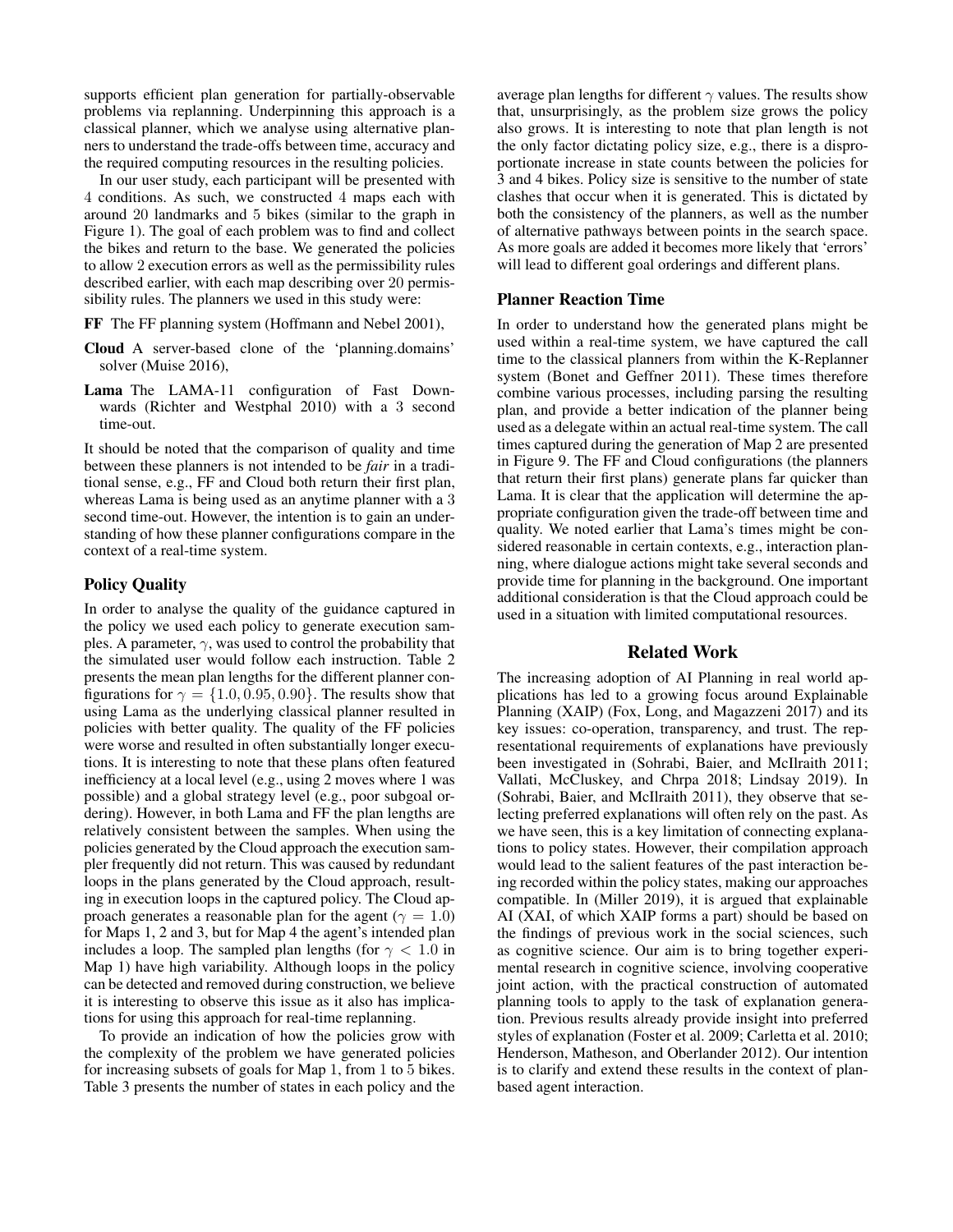supports efficient plan generation for partially-observable problems via replanning. Underpinning this approach is a classical planner, which we analyse using alternative planners to understand the trade-offs between time, accuracy and the required computing resources in the resulting policies.

In our user study, each participant will be presented with 4 conditions. As such, we constructed 4 maps each with around 20 landmarks and 5 bikes (similar to the graph in Figure 1). The goal of each problem was to find and collect the bikes and return to the base. We generated the policies to allow 2 execution errors as well as the permissibility rules described earlier, with each map describing over 20 permissibility rules. The planners we used in this study were:

**FF** The FF planning system (Hoffmann and Nebel 2001),

**Cloud** A server-based clone of the 'planning.domains' solver (Muise 2016),

**Lama** The LAMA-11 configuration of Fast Downwards (Richter and Westphal 2010) with a 3 second time-out.

It should be noted that the comparison of quality and time between these planners is not intended to be *fair* in a traditional sense, e.g., FF and Cloud both return their first plan, whereas Lama is being used as an anytime planner with a 3 second time-out. However, the intention is to gain an understanding of how these planner configurations compare in the context of a real-time system.

### Policy Quality

In order to analyse the quality of the guidance captured in the policy we used each policy to generate execution samples. A parameter, $\gamma$, was used to control the probability that the simulated user would follow each instruction. Table 2 presents the mean plan lengths for the different planner configurations for $\gamma = \{1.0, 0.95, 0.90\}$. The results show that using Lama as the underlying classical planner resulted in policies with better quality. The quality of the FF policies were worse and resulted in often substantially longer executions. It is interesting to note that these plans often featured inefficiency at a local level (e.g., using 2 moves where 1 was possible) and a global strategy level (e.g., poor subgoal ordering). However, in both Lama and FF the plan lengths are relatively consistent between the samples. When using the policies generated by the Cloud approach the execution sampler frequently did not return. This was caused by redundant loops in the plans generated by the Cloud approach, resulting in execution loops in the captured policy. The Cloud approach generates a reasonable plan for the agent ($\gamma = 1.0$) for Maps 1, 2 and 3, but for Map 4 the agent's intended plan includes a loop. The sampled plan lengths (for $\gamma < 1.0$ in Map 1) have high variability. Although loops in the policy can be detected and removed during construction, we believe it is interesting to observe this issue as it also has implications for using this approach for real-time replanning.

To provide an indication of how the policies grow with the complexity of the problem we have generated policies for increasing subsets of goals for Map 1, from 1 to 5 bikes. Table 3 presents the number of states in each policy and the average plan lengths for different $\gamma$ values. The results show that, unsurprisingly, as the problem size grows the policy also grows. It is interesting to note that plan length is not the only factor dictating policy size, e.g., there is a disproportionate increase in state counts between the policies for 3 and 4 bikes. Policy size is sensitive to the number of state clashes that occur when it is generated. This is dictated by both the consistency of the planners, as well as the number of alternative pathways between points in the search space. As more goals are added it becomes more likely that 'errors' will lead to different goal orderings and different plans.

### Planner Reaction Time

In order to understand how the generated plans might be used within a real-time system, we have captured the call time to the classical planners from within the K-Replanner system (Bonet and Geffner 2011). These times therefore combine various processes, including parsing the resulting plan, and provide a better indication of the planner being used as a delegate within an actual real-time system. The call times captured during the generation of Map 2 are presented in Figure 9. The FF and Cloud configurations (the planners that return their first plans) generate plans far quicker than Lama. It is clear that the application will determine the appropriate configuration given the trade-off between time and quality. We noted earlier that Lama's times might be considered reasonable in certain contexts, e.g., interaction planning, where dialogue actions might take several seconds and provide time for planning in the background. One important additional consideration is that the Cloud approach could be used in a situation with limited computational resources.

## Related Work

The increasing adoption of AI Planning in real world applications has led to a growing focus around Explainable Planning (XAIP) (Fox, Long, and Magazzeni 2017) and its key issues: co-operation, transparency, and trust. The representational requirements of explanations have previously been investigated in (Sohrabi, Baier, and McIlraith 2011; Vallati, McCluskey, and Chrpa 2018; Lindsay 2019). In (Sohrabi, Baier, and McIlraith 2011), they observe that selecting preferred explanations will often rely on the past. As we have seen, this is a key limitation of connecting explanations to policy states. However, their compilation approach would lead to the salient features of the past interaction being recorded within the policy states, making our approaches compatible. In (Miller 2019), it is argued that explainable AI (XAI, of which XAIP forms a part) should be based on the findings of previous work in the social sciences, such as cognitive science. Our aim is to bring together experimental research in cognitive science, involving cooperative joint action, with the practical construction of automated planning tools to apply to the task of explanation generation. Previous results already provide insight into preferred styles of explanation (Foster et al. 2009; Carletta et al. 2010; Henderson, Matheson, and Oberlander 2012). Our intention is to clarify and extend these results in the context of plan-based agent interaction.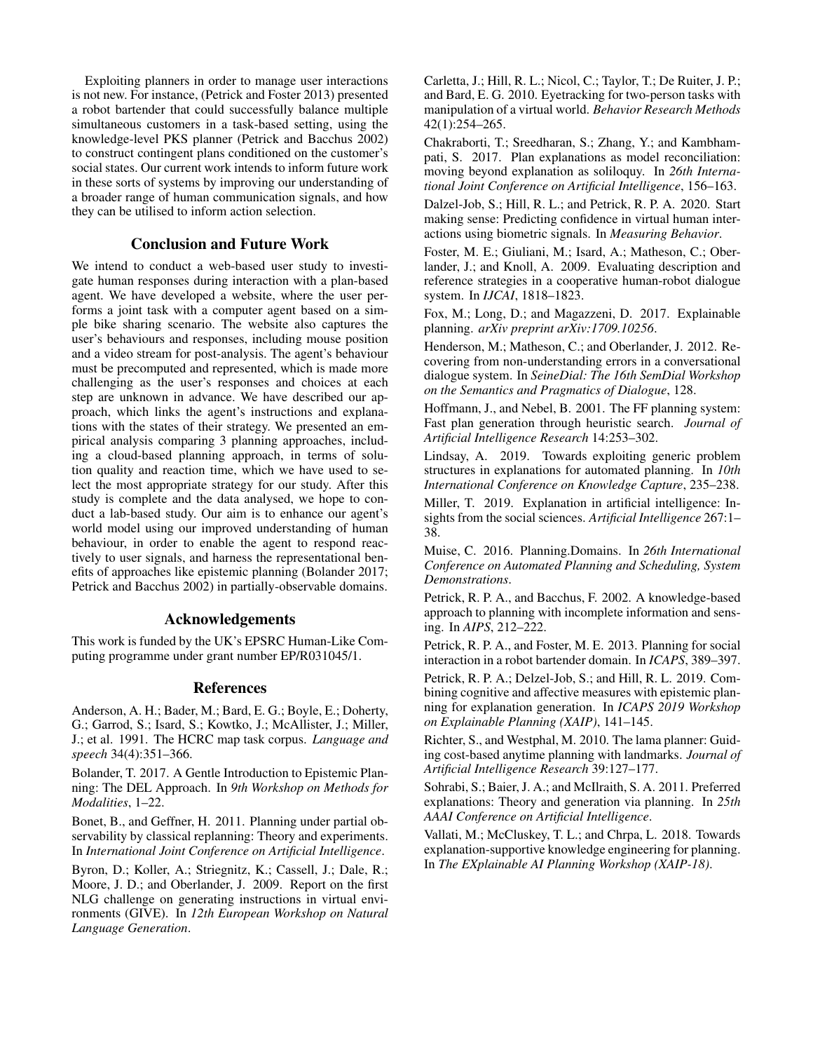Exploiting planners in order to manage user interactions is not new. For instance, (Petrick and Foster 2013) presented a robot bartender that could successfully balance multiple simultaneous customers in a task-based setting, using the knowledge-level PKS planner (Petrick and Bacchus 2002) to construct contingent plans conditioned on the customer's social states. Our current work intends to inform future work in these sorts of systems by improving our understanding of a broader range of human communication signals, and how they can be utilised to inform action selection.

## Conclusion and Future Work

We intend to conduct a web-based user study to investigate human responses during interaction with a plan-based agent. We have developed a website, where the user performs a joint task with a computer agent based on a simple bike sharing scenario. The website also captures the user's behaviours and responses, including mouse position and a video stream for post-analysis. The agent's behaviour must be precomputed and represented, which is made more challenging as the user's responses and choices at each step are unknown in advance. We have described our approach, which links the agent's instructions and explanations with the states of their strategy. We presented an empirical analysis comparing 3 planning approaches, including a cloud-based planning approach, in terms of solution quality and reaction time, which we have used to select the most appropriate strategy for our study. After this study is complete and the data analysed, we hope to conduct a lab-based study. Our aim is to enhance our agent's world model using our improved understanding of human behaviour, in order to enable the agent to respond reactively to user signals, and harness the representational benefits of approaches like epistemic planning (Bolander 2017; Petrick and Bacchus 2002) in partially-observable domains.

## Acknowledgements

This work is funded by the UK's EPSRC Human-Like Computing programme under grant number EP/R031045/1.

## References

Anderson, A. H.; Bader, M.; Bard, E. G.; Boyle, E.; Doherty, G.; Garrod, S.; Isard, S.; Kowtko, J.; McAllister, J.; Miller, J.; et al. 1991. The HCRC map task corpus. *Language and speech* 34(4):351–366.

Bolander, T. 2017. A Gentle Introduction to Epistemic Planning: The DEL Approach. In *9th Workshop on Methods for Modalities*, 1–22.

Bonet, B., and Geffner, H. 2011. Planning under partial observability by classical replanning: Theory and experiments. In *International Joint Conference on Artificial Intelligence*.

Byron, D.; Koller, A.; Striegnitz, K.; Cassell, J.; Dale, R.; Moore, J. D.; and Oberlander, J. 2009. Report on the first NLG challenge on generating instructions in virtual environments (GIVE). In *12th European Workshop on Natural Language Generation*.

Carletta, J.; Hill, R. L.; Nicol, C.; Taylor, T.; De Ruiter, J. P.; and Bard, E. G. 2010. Eyetracking for two-person tasks with manipulation of a virtual world. *Behavior Research Methods* 42(1):254–265.

Chakraborti, T.; Sreedharan, S.; Zhang, Y.; and Kambhampati, S. 2017. Plan explanations as model reconciliation: moving beyond explanation as soliloquy. In *26th International Joint Conference on Artificial Intelligence*, 156–163.

Dalzel-Job, S.; Hill, R. L.; and Petrick, R. P. A. 2020. Start making sense: Predicting confidence in virtual human interactions using biometric signals. In *Measuring Behavior*.

Foster, M. E.; Giuliani, M.; Isard, A.; Matheson, C.; Oberlander, J.; and Knoll, A. 2009. Evaluating description and reference strategies in a cooperative human-robot dialogue system. In *IJCAI*, 1818–1823.

Fox, M.; Long, D.; and Magazzeni, D. 2017. Explainable planning. *arXiv preprint arXiv:1709.10256*.

Henderson, M.; Matheson, C.; and Oberlander, J. 2012. Recovering from non-understanding errors in a conversational dialogue system. In *SeineDial: The 16th SemDial Workshop on the Semantics and Pragmatics of Dialogue*, 128.

Hoffmann, J., and Nebel, B. 2001. The FF planning system: Fast plan generation through heuristic search. *Journal of Artificial Intelligence Research* 14:253–302.

Lindsay, A. 2019. Towards exploiting generic problem structures in explanations for automated planning. In *10th International Conference on Knowledge Capture*, 235–238.

Miller, T. 2019. Explanation in artificial intelligence: Insights from the social sciences. *Artificial Intelligence* 267:1–38.

Muise, C. 2016. Planning.Domains. In *26th International Conference on Automated Planning and Scheduling, System Demonstrations*.

Petrick, R. P. A., and Bacchus, F. 2002. A knowledge-based approach to planning with incomplete information and sensing. In *AIPS*, 212–222.

Petrick, R. P. A., and Foster, M. E. 2013. Planning for social interaction in a robot bartender domain. In *ICAPS*, 389–397.

Petrick, R. P. A.; Dalzel-Job, S.; and Hill, R. L. 2019. Combining cognitive and affective measures with epistemic planning for explanation generation. In *ICAPS 2019 Workshop on Explainable Planning (XAIP)*, 141–145.

Richter, S., and Westphal, M. 2010. The lama planner: Guiding cost-based anytime planning with landmarks. *Journal of Artificial Intelligence Research* 39:127–177.

Sohrabi, S.; Baier, J. A.; and McIlraith, S. A. 2011. Preferred explanations: Theory and generation via planning. In *25th AAAI Conference on Artificial Intelligence*.

Vallati, M.; McCluskey, T. L.; and Chrpa, L. 2018. Towards explanation-supportive knowledge engineering for planning. In *The EXplainable AI Planning Workshop (XAIP-18)*.